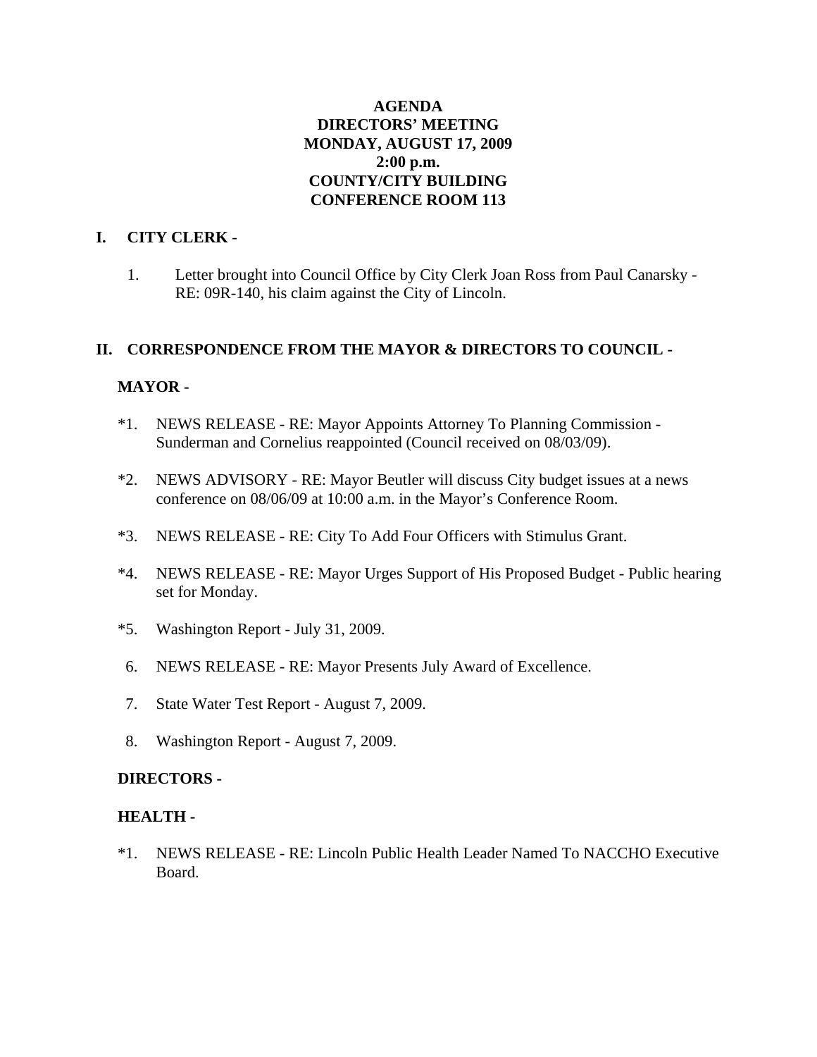# AGENDA
# DIRECTORS' MEETING
# MONDAY, AUGUST 17, 2009
# 2:00 p.m.
# COUNTY/CITY BUILDING
# CONFERENCE ROOM 113

## I. CITY CLERK -

1. Letter brought into Council Office by City Clerk Joan Ross from Paul Canarsky - RE: 09R-140, his claim against the City of Lincoln.

## II. CORRESPONDENCE FROM THE MAYOR & DIRECTORS TO COUNCIL -

### MAYOR -

*1. NEWS RELEASE - RE: Mayor Appoints Attorney To Planning Commission - Sunderman and Cornelius reappointed (Council received on 08/03/09).

*2. NEWS ADVISORY - RE: Mayor Beutler will discuss City budget issues at a news conference on 08/06/09 at 10:00 a.m. in the Mayor's Conference Room.

*3. NEWS RELEASE - RE: City To Add Four Officers with Stimulus Grant.

*4. NEWS RELEASE - RE: Mayor Urges Support of His Proposed Budget - Public hearing set for Monday.

*5. Washington Report - July 31, 2009.

6. NEWS RELEASE - RE: Mayor Presents July Award of Excellence.

7. State Water Test Report - August 7, 2009.

8. Washington Report - August 7, 2009.

### DIRECTORS -

### HEALTH -

*1. NEWS RELEASE - RE: Lincoln Public Health Leader Named To NACCHO Executive Board.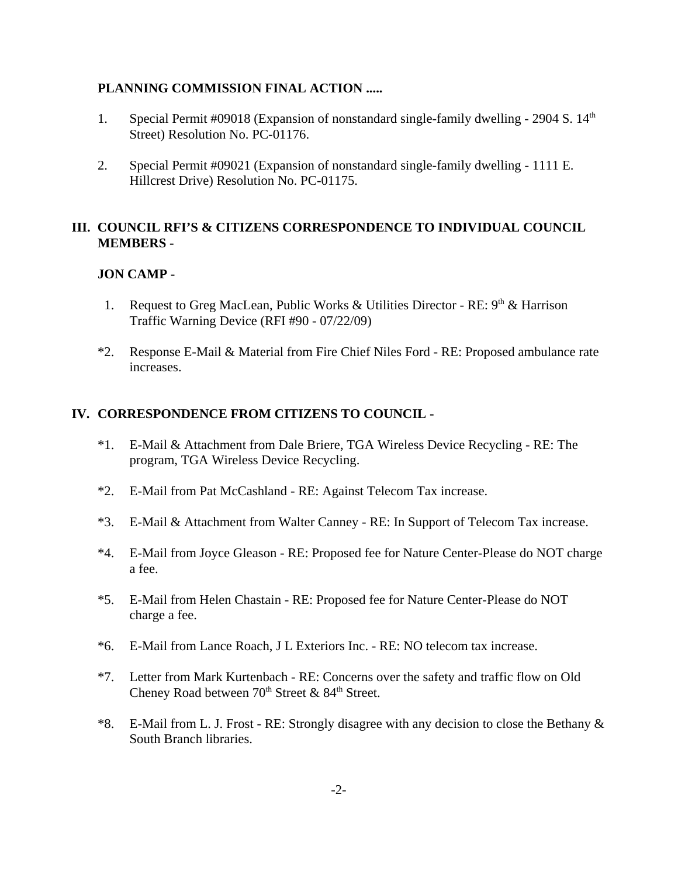**PLANNING COMMISSION FINAL ACTION .....**

1. Special Permit #09018 (Expansion of nonstandard single-family dwelling - 2904 S. 14th Street) Resolution No. PC-01176.

2. Special Permit #09021 (Expansion of nonstandard single-family dwelling - 1111 E. Hillcrest Drive) Resolution No. PC-01175.

## III. COUNCIL RFI'S & CITIZENS CORRESPONDENCE TO INDIVIDUAL COUNCIL MEMBERS -

**JON CAMP -**

1. Request to Greg MacLean, Public Works & Utilities Director - RE: 9th & Harrison Traffic Warning Device (RFI #90 - 07/22/09)

*2. Response E-Mail & Material from Fire Chief Niles Ford - RE: Proposed ambulance rate increases.

## IV. CORRESPONDENCE FROM CITIZENS TO COUNCIL -

*1. E-Mail & Attachment from Dale Briere, TGA Wireless Device Recycling - RE: The program, TGA Wireless Device Recycling.

*2. E-Mail from Pat McCashland - RE: Against Telecom Tax increase.

*3. E-Mail & Attachment from Walter Canney - RE: In Support of Telecom Tax increase.

*4. E-Mail from Joyce Gleason - RE: Proposed fee for Nature Center-Please do NOT charge a fee.

*5. E-Mail from Helen Chastain - RE: Proposed fee for Nature Center-Please do NOT charge a fee.

*6. E-Mail from Lance Roach, J L Exteriors Inc. - RE: NO telecom tax increase.

*7. Letter from Mark Kurtenbach - RE: Concerns over the safety and traffic flow on Old Cheney Road between 70th Street & 84th Street.

*8. E-Mail from L. J. Frost - RE: Strongly disagree with any decision to close the Bethany & South Branch libraries.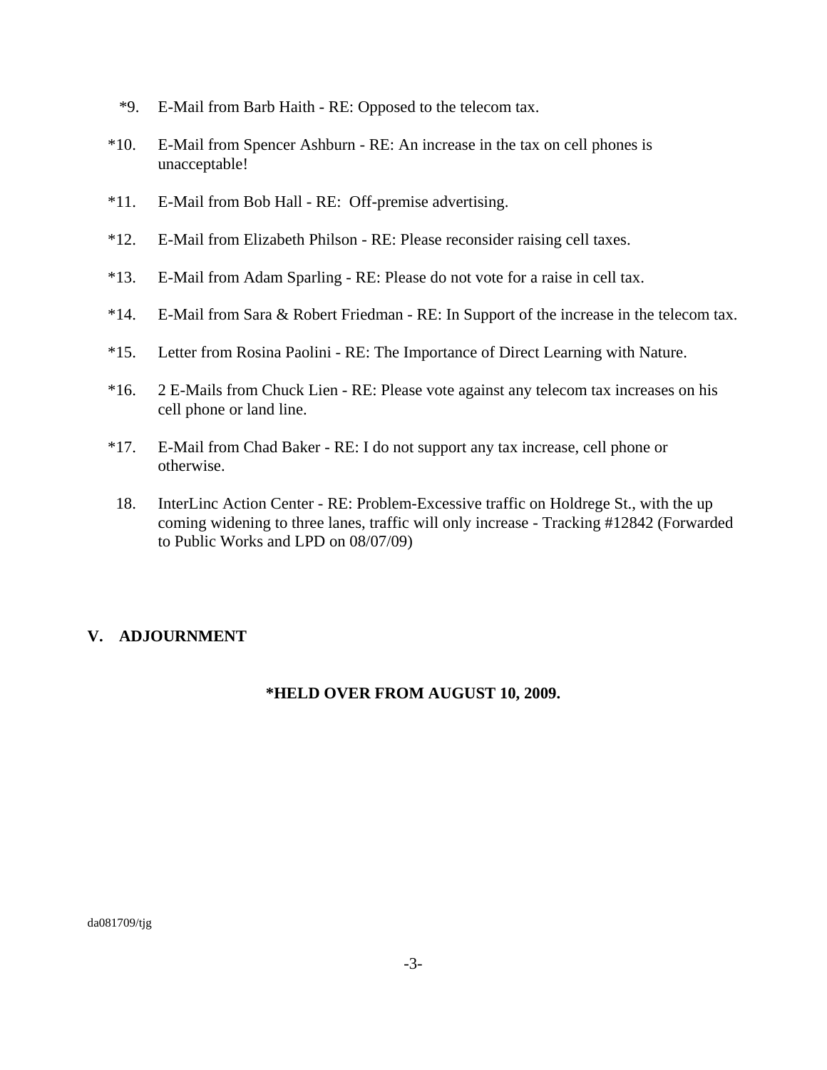*9. E-Mail from Barb Haith - RE: Opposed to the telecom tax.

*10. E-Mail from Spencer Ashburn - RE: An increase in the tax on cell phones is unacceptable!

*11. E-Mail from Bob Hall - RE: Off-premise advertising.

*12. E-Mail from Elizabeth Philson - RE: Please reconsider raising cell taxes.

*13. E-Mail from Adam Sparling - RE: Please do not vote for a raise in cell tax.

*14. E-Mail from Sara & Robert Friedman - RE: In Support of the increase in the telecom tax.

*15. Letter from Rosina Paolini - RE: The Importance of Direct Learning with Nature.

*16. 2 E-Mails from Chuck Lien - RE: Please vote against any telecom tax increases on his cell phone or land line.

*17. E-Mail from Chad Baker - RE: I do not support any tax increase, cell phone or otherwise.

18. InterLinc Action Center - RE: Problem-Excessive traffic on Holdrege St., with the up coming widening to three lanes, traffic will only increase - Tracking #12842 (Forwarded to Public Works and LPD on 08/07/09)

## V. ADJOURNMENT

**\*HELD OVER FROM AUGUST 10, 2009.**

da081709/tjg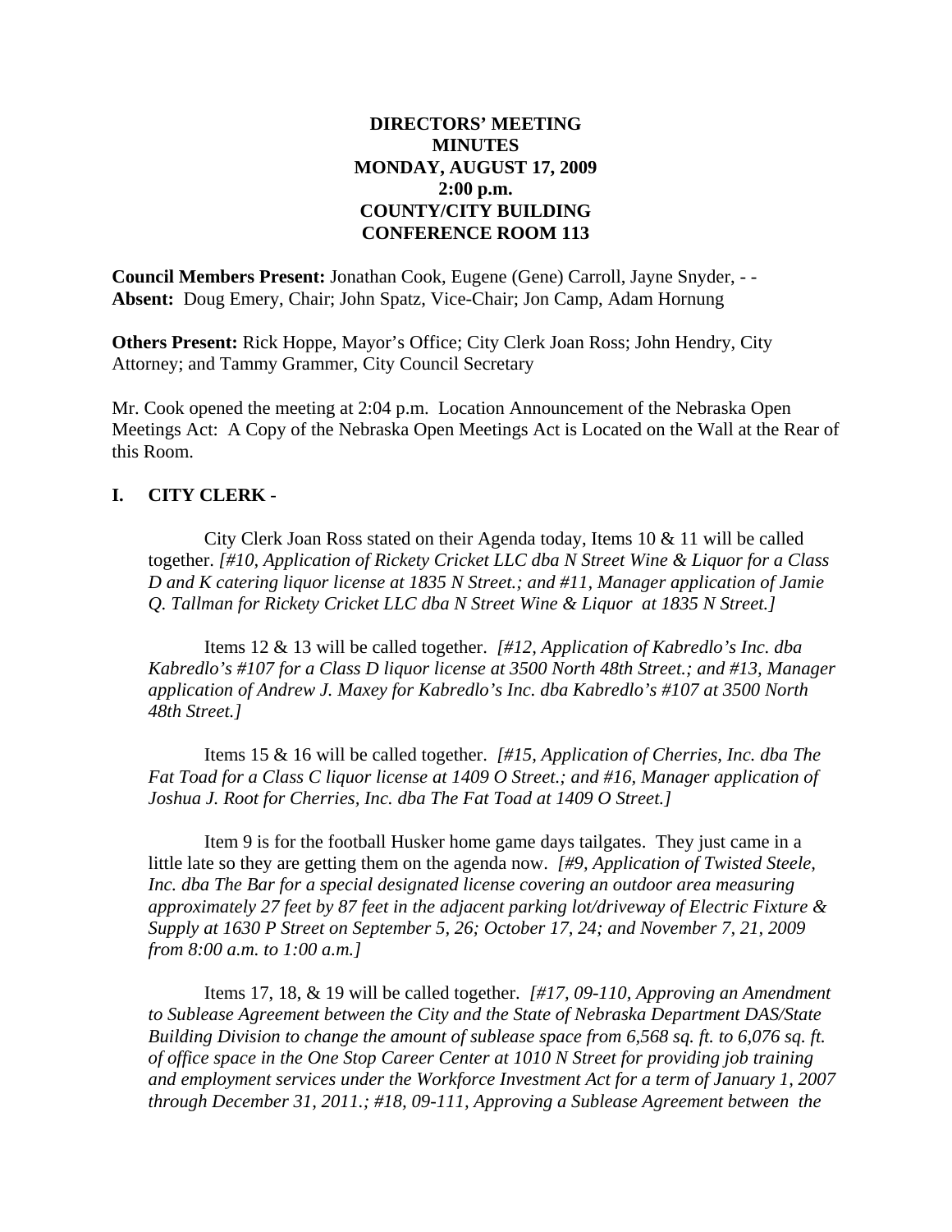**DIRECTORS' MEETING**
**MINUTES**
**MONDAY, AUGUST 17, 2009**
**2:00 p.m.**
**COUNTY/CITY BUILDING**
**CONFERENCE ROOM 113**

**Council Members Present:** Jonathan Cook, Eugene (Gene) Carroll, Jayne Snyder, - -
**Absent:** Doug Emery, Chair; John Spatz, Vice-Chair; Jon Camp, Adam Hornung

**Others Present:** Rick Hoppe, Mayor's Office; City Clerk Joan Ross; John Hendry, City Attorney; and Tammy Grammer, City Council Secretary

Mr. Cook opened the meeting at 2:04 p.m. Location Announcement of the Nebraska Open Meetings Act: A Copy of the Nebraska Open Meetings Act is Located on the Wall at the Rear of this Room.

## I. CITY CLERK -

City Clerk Joan Ross stated on their Agenda today, Items 10 & 11 will be called together. *[#10, Application of Rickety Cricket LLC dba N Street Wine & Liquor for a Class D and K catering liquor license at 1835 N Street.; and #11, Manager application of Jamie Q. Tallman for Rickety Cricket LLC dba N Street Wine & Liquor at 1835 N Street.]*

Items 12 & 13 will be called together. *[#12, Application of Kabredlo's Inc. dba Kabredlo's #107 for a Class D liquor license at 3500 North 48th Street.; and #13, Manager application of Andrew J. Maxey for Kabredlo's Inc. dba Kabredlo's #107 at 3500 North 48th Street.]*

Items 15 & 16 will be called together. *[#15, Application of Cherries, Inc. dba The Fat Toad for a Class C liquor license at 1409 O Street.; and #16, Manager application of Joshua J. Root for Cherries, Inc. dba The Fat Toad at 1409 O Street.]*

Item 9 is for the football Husker home game days tailgates. They just came in a little late so they are getting them on the agenda now. *[#9, Application of Twisted Steele, Inc. dba The Bar for a special designated license covering an outdoor area measuring approximately 27 feet by 87 feet in the adjacent parking lot/driveway of Electric Fixture & Supply at 1630 P Street on September 5, 26; October 17, 24; and November 7, 21, 2009 from 8:00 a.m. to 1:00 a.m.]*

Items 17, 18, & 19 will be called together. *[#17, 09-110, Approving an Amendment to Sublease Agreement between the City and the State of Nebraska Department DAS/State Building Division to change the amount of sublease space from 6,568 sq. ft. to 6,076 sq. ft. of office space in the One Stop Career Center at 1010 N Street for providing job training and employment services under the Workforce Investment Act for a term of January 1, 2007 through December 31, 2011.; #18, 09-111, Approving a Sublease Agreement between the*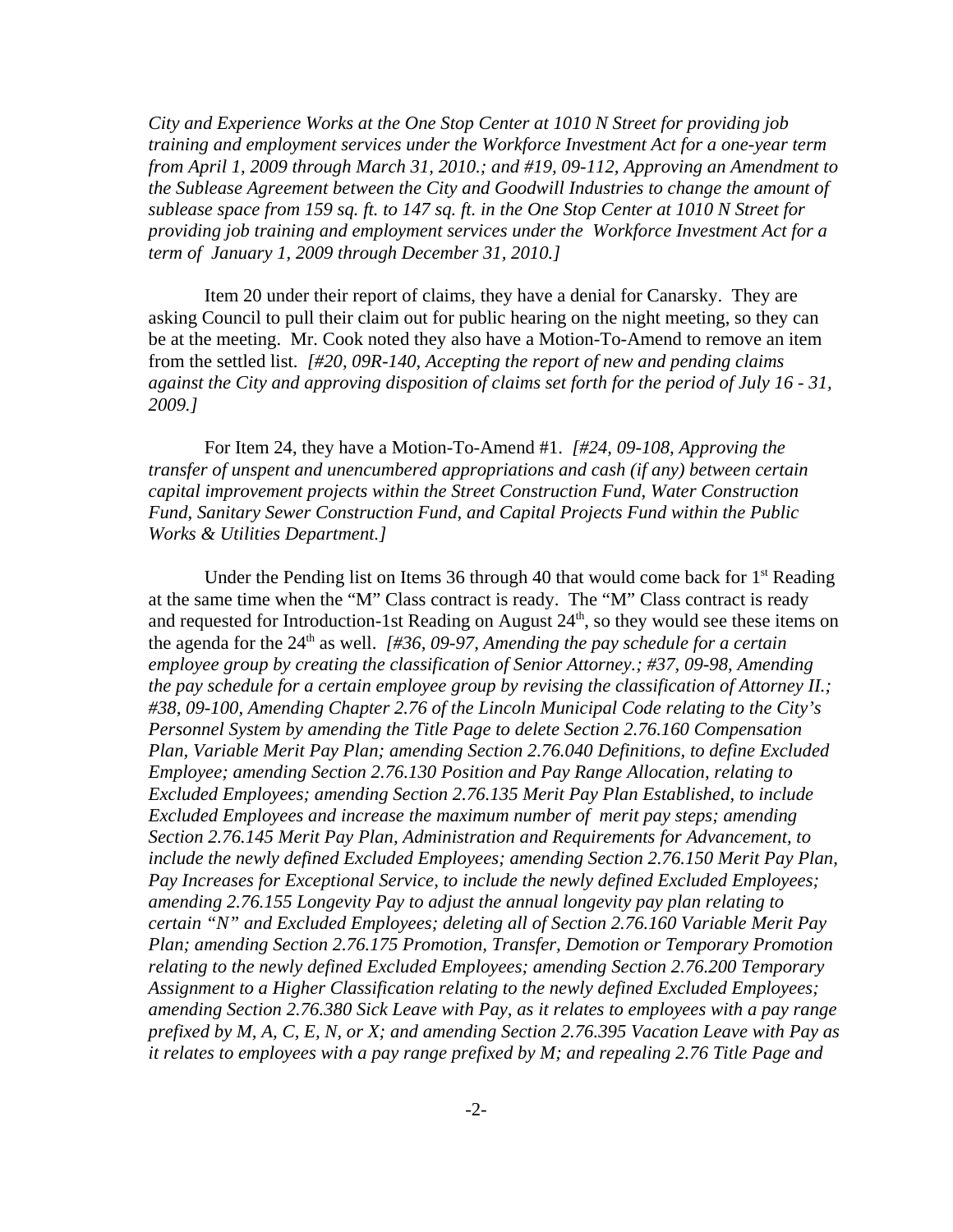*City and Experience Works at the One Stop Center at 1010 N Street for providing job training and employment services under the Workforce Investment Act for a one-year term from April 1, 2009 through March 31, 2010.; and #19, 09-112, Approving an Amendment to the Sublease Agreement between the City and Goodwill Industries to change the amount of sublease space from 159 sq. ft. to 147 sq. ft. in the One Stop Center at 1010 N Street for providing job training and employment services under the Workforce Investment Act for a term of January 1, 2009 through December 31, 2010.]*

Item 20 under their report of claims, they have a denial for Canarsky. They are asking Council to pull their claim out for public hearing on the night meeting, so they can be at the meeting. Mr. Cook noted they also have a Motion-To-Amend to remove an item from the settled list. *[#20, 09R-140, Accepting the report of new and pending claims against the City and approving disposition of claims set forth for the period of July 16 - 31, 2009.]*

For Item 24, they have a Motion-To-Amend #1. *[#24, 09-108, Approving the transfer of unspent and unencumbered appropriations and cash (if any) between certain capital improvement projects within the Street Construction Fund, Water Construction Fund, Sanitary Sewer Construction Fund, and Capital Projects Fund within the Public Works & Utilities Department.]*

Under the Pending list on Items 36 through 40 that would come back for 1st Reading at the same time when the "M" Class contract is ready. The "M" Class contract is ready and requested for Introduction-1st Reading on August 24th, so they would see these items on the agenda for the 24th as well. *[#36, 09-97, Amending the pay schedule for a certain employee group by creating the classification of Senior Attorney.; #37, 09-98, Amending the pay schedule for a certain employee group by revising the classification of Attorney II.; #38, 09-100, Amending Chapter 2.76 of the Lincoln Municipal Code relating to the City's Personnel System by amending the Title Page to delete Section 2.76.160 Compensation Plan, Variable Merit Pay Plan; amending Section 2.76.040 Definitions, to define Excluded Employee; amending Section 2.76.130 Position and Pay Range Allocation, relating to Excluded Employees; amending Section 2.76.135 Merit Pay Plan Established, to include Excluded Employees and increase the maximum number of merit pay steps; amending Section 2.76.145 Merit Pay Plan, Administration and Requirements for Advancement, to include the newly defined Excluded Employees; amending Section 2.76.150 Merit Pay Plan, Pay Increases for Exceptional Service, to include the newly defined Excluded Employees; amending 2.76.155 Longevity Pay to adjust the annual longevity pay plan relating to certain "N" and Excluded Employees; deleting all of Section 2.76.160 Variable Merit Pay Plan; amending Section 2.76.175 Promotion, Transfer, Demotion or Temporary Promotion relating to the newly defined Excluded Employees; amending Section 2.76.200 Temporary Assignment to a Higher Classification relating to the newly defined Excluded Employees; amending Section 2.76.380 Sick Leave with Pay, as it relates to employees with a pay range prefixed by M, A, C, E, N, or X; and amending Section 2.76.395 Vacation Leave with Pay as it relates to employees with a pay range prefixed by M; and repealing 2.76 Title Page and*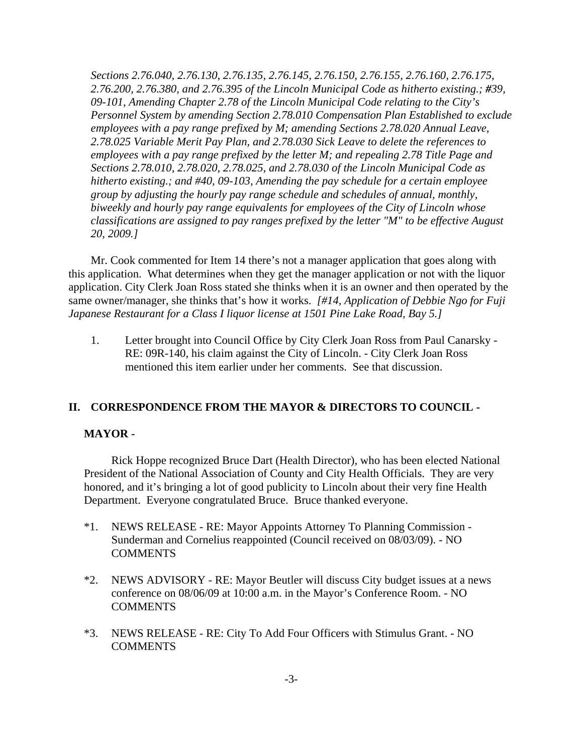*Sections 2.76.040, 2.76.130, 2.76.135, 2.76.145, 2.76.150, 2.76.155, 2.76.160, 2.76.175, 2.76.200, 2.76.380, and 2.76.395 of the Lincoln Municipal Code as hitherto existing.; #39, 09-101, Amending Chapter 2.78 of the Lincoln Municipal Code relating to the City's Personnel System by amending Section 2.78.010 Compensation Plan Established to exclude employees with a pay range prefixed by M; amending Sections 2.78.020 Annual Leave, 2.78.025 Variable Merit Pay Plan, and 2.78.030 Sick Leave to delete the references to employees with a pay range prefixed by the letter M; and repealing 2.78 Title Page and Sections 2.78.010, 2.78.020, 2.78.025, and 2.78.030 of the Lincoln Municipal Code as hitherto existing.; and #40, 09-103, Amending the pay schedule for a certain employee group by adjusting the hourly pay range schedule and schedules of annual, monthly, biweekly and hourly pay range equivalents for employees of the City of Lincoln whose classifications are assigned to pay ranges prefixed by the letter "M" to be effective August 20, 2009.]*

Mr. Cook commented for Item 14 there's not a manager application that goes along with this application. What determines when they get the manager application or not with the liquor application. City Clerk Joan Ross stated she thinks when it is an owner and then operated by the same owner/manager, she thinks that's how it works. *[#14, Application of Debbie Ngo for Fuji Japanese Restaurant for a Class I liquor license at 1501 Pine Lake Road, Bay 5.]*

1. Letter brought into Council Office by City Clerk Joan Ross from Paul Canarsky - RE: 09R-140, his claim against the City of Lincoln. - City Clerk Joan Ross mentioned this item earlier under her comments. See that discussion.

## II. CORRESPONDENCE FROM THE MAYOR & DIRECTORS TO COUNCIL -

### MAYOR -

Rick Hoppe recognized Bruce Dart (Health Director), who has been elected National President of the National Association of County and City Health Officials. They are very honored, and it's bringing a lot of good publicity to Lincoln about their very fine Health Department. Everyone congratulated Bruce. Bruce thanked everyone.

*1. NEWS RELEASE - RE: Mayor Appoints Attorney To Planning Commission - Sunderman and Cornelius reappointed (Council received on 08/03/09). - NO COMMENTS

*2. NEWS ADVISORY - RE: Mayor Beutler will discuss City budget issues at a news conference on 08/06/09 at 10:00 a.m. in the Mayor's Conference Room. - NO COMMENTS

*3. NEWS RELEASE - RE: City To Add Four Officers with Stimulus Grant. - NO COMMENTS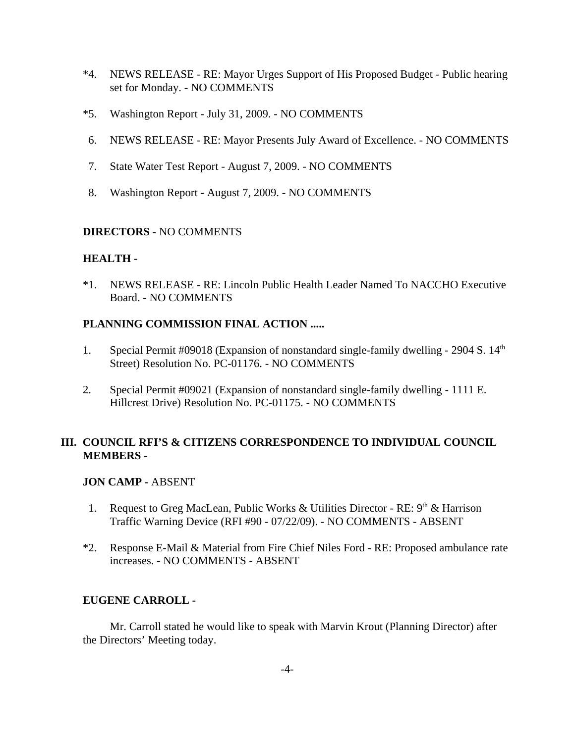*4. NEWS RELEASE - RE: Mayor Urges Support of His Proposed Budget - Public hearing set for Monday. - NO COMMENTS

*5. Washington Report - July 31, 2009. - NO COMMENTS

6. NEWS RELEASE - RE: Mayor Presents July Award of Excellence. - NO COMMENTS

7. State Water Test Report - August 7, 2009. - NO COMMENTS

8. Washington Report - August 7, 2009. - NO COMMENTS

**DIRECTORS -** NO COMMENTS

**HEALTH -**

*1. NEWS RELEASE - RE: Lincoln Public Health Leader Named To NACCHO Executive Board. - NO COMMENTS

**PLANNING COMMISSION FINAL ACTION .....**

1. Special Permit #09018 (Expansion of nonstandard single-family dwelling - 2904 S. 14th Street) Resolution No. PC-01176. - NO COMMENTS

2. Special Permit #09021 (Expansion of nonstandard single-family dwelling - 1111 E. Hillcrest Drive) Resolution No. PC-01175. - NO COMMENTS

## III. COUNCIL RFI'S & CITIZENS CORRESPONDENCE TO INDIVIDUAL COUNCIL MEMBERS -

**JON CAMP -** ABSENT

1. Request to Greg MacLean, Public Works & Utilities Director - RE: 9th & Harrison Traffic Warning Device (RFI #90 - 07/22/09). - NO COMMENTS - ABSENT

*2. Response E-Mail & Material from Fire Chief Niles Ford - RE: Proposed ambulance rate increases. - NO COMMENTS - ABSENT

**EUGENE CARROLL -**

Mr. Carroll stated he would like to speak with Marvin Krout (Planning Director) after the Directors' Meeting today.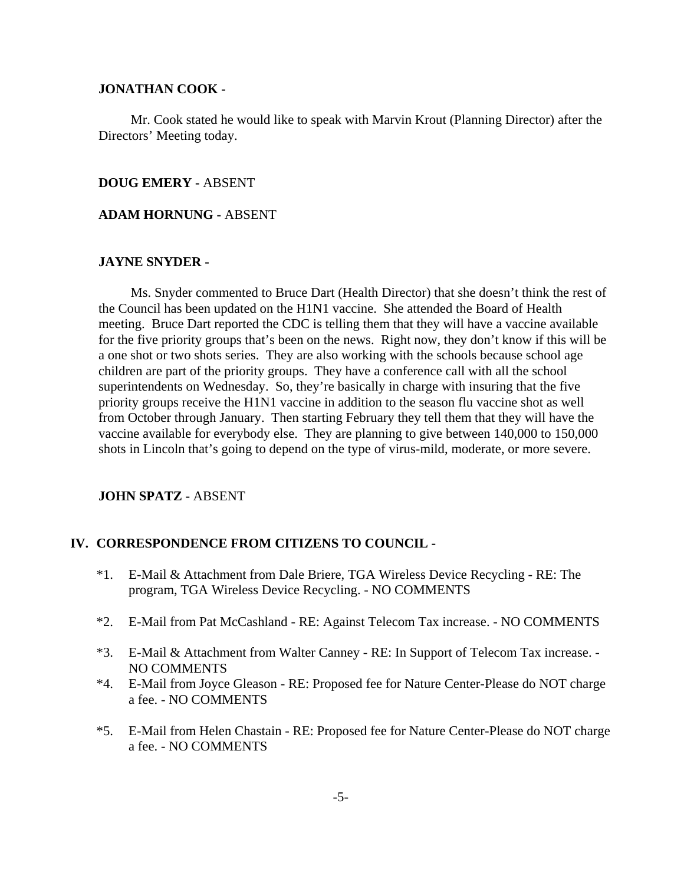**JONATHAN COOK -**

Mr. Cook stated he would like to speak with Marvin Krout (Planning Director) after the Directors' Meeting today.

**DOUG EMERY -** ABSENT

**ADAM HORNUNG -** ABSENT

**JAYNE SNYDER -**

Ms. Snyder commented to Bruce Dart (Health Director) that she doesn't think the rest of the Council has been updated on the H1N1 vaccine. She attended the Board of Health meeting. Bruce Dart reported the CDC is telling them that they will have a vaccine available for the five priority groups that's been on the news. Right now, they don't know if this will be a one shot or two shots series. They are also working with the schools because school age children are part of the priority groups. They have a conference call with all the school superintendents on Wednesday. So, they're basically in charge with insuring that the five priority groups receive the H1N1 vaccine in addition to the season flu vaccine shot as well from October through January. Then starting February they tell them that they will have the vaccine available for everybody else. They are planning to give between 140,000 to 150,000 shots in Lincoln that's going to depend on the type of virus-mild, moderate, or more severe.

**JOHN SPATZ -** ABSENT

## IV. CORRESPONDENCE FROM CITIZENS TO COUNCIL -

*1. E-Mail & Attachment from Dale Briere, TGA Wireless Device Recycling - RE: The program, TGA Wireless Device Recycling. - NO COMMENTS

*2. E-Mail from Pat McCashland - RE: Against Telecom Tax increase. - NO COMMENTS

*3. E-Mail & Attachment from Walter Canney - RE: In Support of Telecom Tax increase. - NO COMMENTS

*4. E-Mail from Joyce Gleason - RE: Proposed fee for Nature Center-Please do NOT charge a fee. - NO COMMENTS

*5. E-Mail from Helen Chastain - RE: Proposed fee for Nature Center-Please do NOT charge a fee. - NO COMMENTS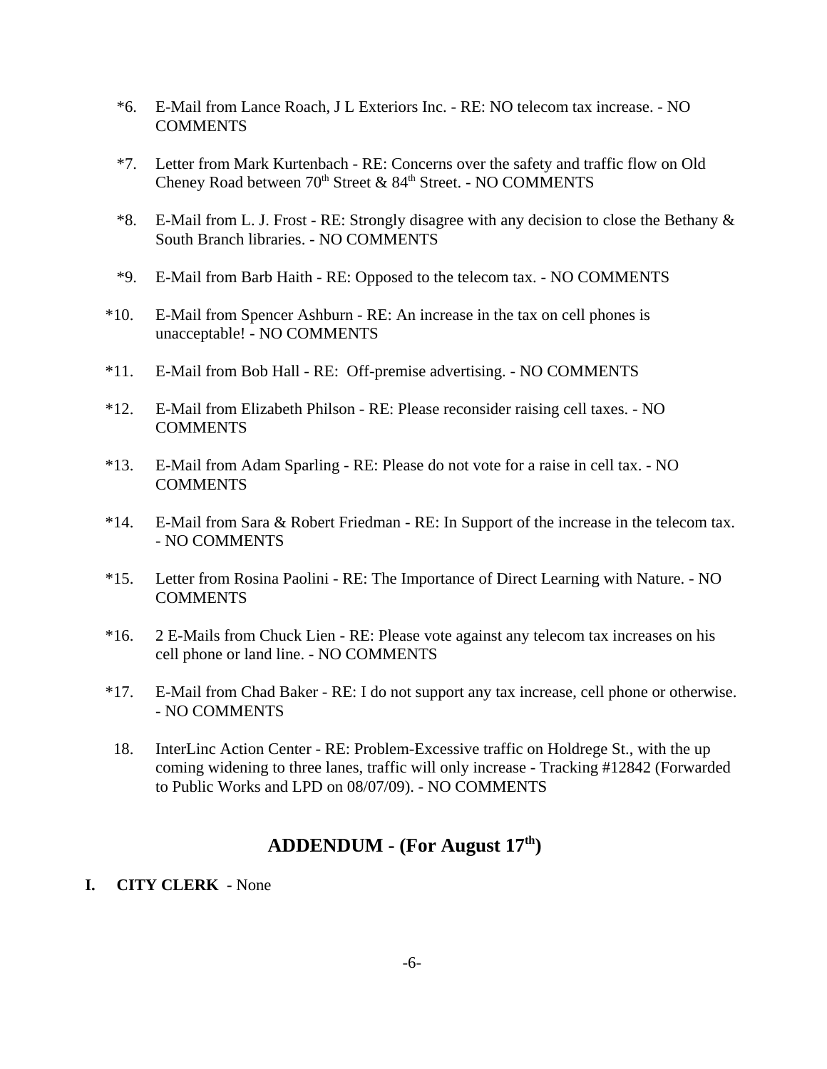*6. E-Mail from Lance Roach, J L Exteriors Inc. - RE: NO telecom tax increase. - NO COMMENTS

*7. Letter from Mark Kurtenbach - RE: Concerns over the safety and traffic flow on Old Cheney Road between 70th Street & 84th Street. - NO COMMENTS

*8. E-Mail from L. J. Frost - RE: Strongly disagree with any decision to close the Bethany & South Branch libraries. - NO COMMENTS

*9. E-Mail from Barb Haith - RE: Opposed to the telecom tax. - NO COMMENTS

*10. E-Mail from Spencer Ashburn - RE: An increase in the tax on cell phones is unacceptable! - NO COMMENTS

*11. E-Mail from Bob Hall - RE: Off-premise advertising. - NO COMMENTS

*12. E-Mail from Elizabeth Philson - RE: Please reconsider raising cell taxes. - NO COMMENTS

*13. E-Mail from Adam Sparling - RE: Please do not vote for a raise in cell tax. - NO COMMENTS

*14. E-Mail from Sara & Robert Friedman - RE: In Support of the increase in the telecom tax. - NO COMMENTS

*15. Letter from Rosina Paolini - RE: The Importance of Direct Learning with Nature. - NO COMMENTS

*16. 2 E-Mails from Chuck Lien - RE: Please vote against any telecom tax increases on his cell phone or land line. - NO COMMENTS

*17. E-Mail from Chad Baker - RE: I do not support any tax increase, cell phone or otherwise. - NO COMMENTS

18. InterLinc Action Center - RE: Problem-Excessive traffic on Holdrege St., with the up coming widening to three lanes, traffic will only increase - Tracking #12842 (Forwarded to Public Works and LPD on 08/07/09). - NO COMMENTS

## ADDENDUM - (For August 17th)

**I. CITY CLERK** - None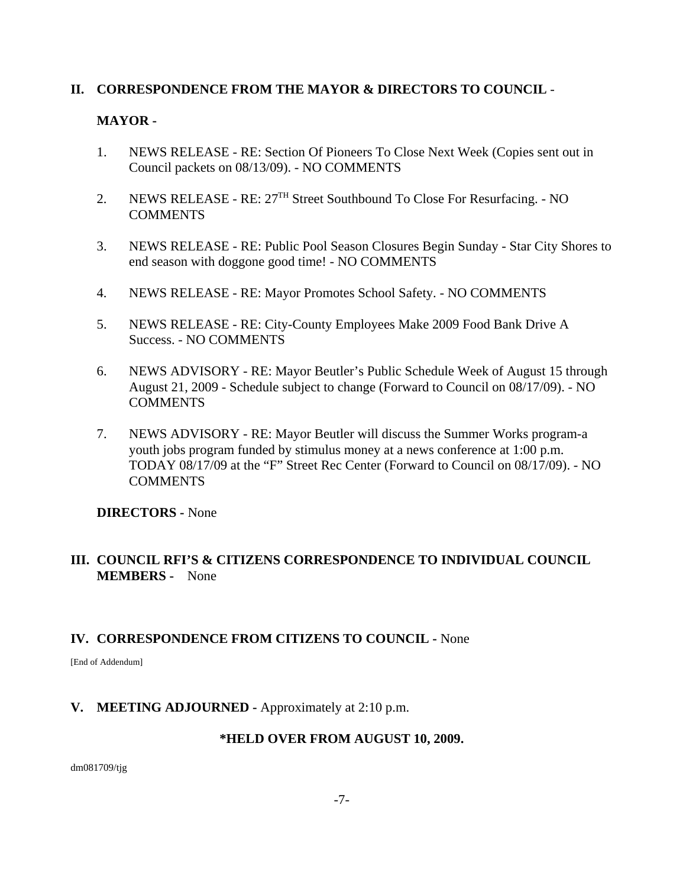## II. CORRESPONDENCE FROM THE MAYOR & DIRECTORS TO COUNCIL -

### MAYOR -

1. NEWS RELEASE - RE: Section Of Pioneers To Close Next Week (Copies sent out in Council packets on 08/13/09). - NO COMMENTS

2. NEWS RELEASE - RE: 27TH Street Southbound To Close For Resurfacing. - NO COMMENTS

3. NEWS RELEASE - RE: Public Pool Season Closures Begin Sunday - Star City Shores to end season with doggone good time! - NO COMMENTS

4. NEWS RELEASE - RE: Mayor Promotes School Safety. - NO COMMENTS

5. NEWS RELEASE - RE: City-County Employees Make 2009 Food Bank Drive A Success. - NO COMMENTS

6. NEWS ADVISORY - RE: Mayor Beutler's Public Schedule Week of August 15 through August 21, 2009 - Schedule subject to change (Forward to Council on 08/17/09). - NO COMMENTS

7. NEWS ADVISORY - RE: Mayor Beutler will discuss the Summer Works program-a youth jobs program funded by stimulus money at a news conference at 1:00 p.m. TODAY 08/17/09 at the "F" Street Rec Center (Forward to Council on 08/17/09). - NO COMMENTS

**DIRECTORS -** None

## III. COUNCIL RFI'S & CITIZENS CORRESPONDENCE TO INDIVIDUAL COUNCIL MEMBERS - None

## IV. CORRESPONDENCE FROM CITIZENS TO COUNCIL - None

[End of Addendum]

## V. MEETING ADJOURNED - Approximately at 2:10 p.m.

**\*HELD OVER FROM AUGUST 10, 2009.**

dm081709/tjg